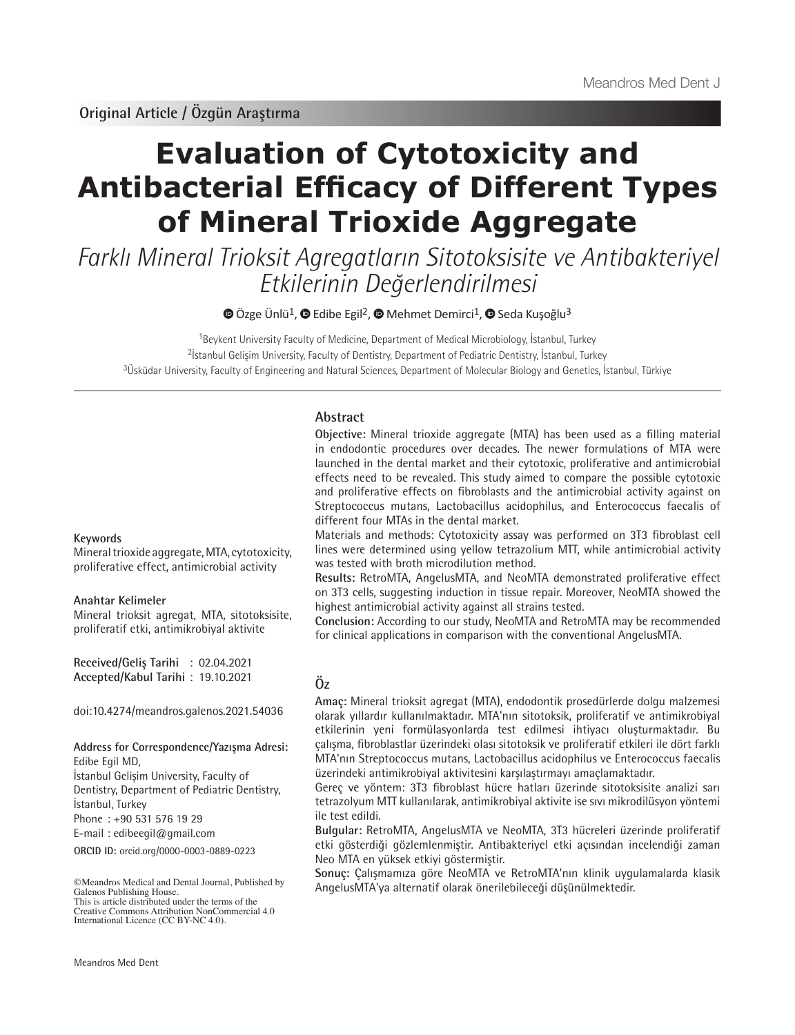Original Article / Özgün Araştırma

# Evaluation of Cytotoxicity and Antibacterial Efficacy of Different Types of Mineral Trioxide Aggregate

*Farklı Mineral Trioksit Agregatların Sitotoksisite ve Antibakteriyel Etkilerinin Değerlendirilmesi*

Özge Ünlü[1], Edibe Egil[2], Mehmet Demirci[1], Seda Kuşoğlu[3]

[1]Beykent University Faculty of Medicine, Department of Medical Microbiology, İstanbul, Turkey
[2]İstanbul Gelişim University, Faculty of Dentistry, Department of Pediatric Dentistry, İstanbul, Turkey
[3]Üsküdar University, Faculty of Engineering and Natural Sciences, Department of Molecular Biology and Genetics, İstanbul, Türkiye

## Abstract

**Objective:** Mineral trioxide aggregate (MTA) has been used as a filling material in endodontic procedures over decades. The newer formulations of MTA were launched in the dental market and their cytotoxic, proliferative and antimicrobial effects need to be revealed. This study aimed to compare the possible cytotoxic and proliferative effects on fibroblasts and the antimicrobial activity against on Streptococcus mutans, Lactobacillus acidophilus, and Enterococcus faecalis of different four MTAs in the dental market.

Materials and methods: Cytotoxicity assay was performed on 3T3 fibroblast cell lines were determined using yellow tetrazolium MTT, while antimicrobial activity was tested with broth microdilution method.

**Results:** RetroMTA, AngelusMTA, and NeoMTA demonstrated proliferative effect on 3T3 cells, suggesting induction in tissue repair. Moreover, NeoMTA showed the highest antimicrobial activity against all strains tested.

**Conclusion:** According to our study, NeoMTA and RetroMTA may be recommended for clinical applications in comparison with the conventional AngelusMTA.

**Keywords**

Mineral trioxide aggregate, MTA, cytotoxicity, proliferative effect, antimicrobial activity

## Öz

**Amaç:** Mineral trioksit agregat (MTA), endodontik prosedürlerde dolgu malzemesi olarak yıllardır kullanılmaktadır. MTA'nın sitotoksik, proliferatif ve antimikrobiyal etkilerinin yeni formülasyonlarda test edilmesi ihtiyacı oluşturmaktadır. Bu çalışma, fibroblastlar üzerindeki olası sitotoksik ve proliferatif etkileri ile dört farklı MTA'nın Streptococcus mutans, Lactobacillus acidophilus ve Enterococcus faecalis üzerindeki antimikrobiyal aktivitesini karşılaştırmayı amaçlamaktadır.

Gereç ve yöntem: 3T3 fibroblast hücre hatları üzerinde sitotoksisite analizi sarı tetrazolyum MTT kullanılarak, antimikrobiyal aktivite ise sıvı mikrodilüsyon yöntemi ile test edildi.

**Bulgular:** RetroMTA, AngelusMTA ve NeoMTA, 3T3 hücreleri üzerinde proliferatif etki gösterdiği gözlemlenmiştir. Antibakteriyel etki açısından incelendiği zaman Neo MTA en yüksek etkiyi göstermiştir.

**Sonuç:** Çalışmamıza göre NeoMTA ve RetroMTA'nın klinik uygulamalarda klasik AngelusMTA'ya alternatif olarak önerilebileceği düşünülmektedir.

**Anahtar Kelimeler**

Mineral trioksit agregat, MTA, sitotoksisite, proliferatif etki, antimikrobiyal aktivite

**Received/Geliş Tarihi** : 02.04.2021
**Accepted/Kabul Tarihi** : 19.10.2021

doi:10.4274/meandros.galenos.2021.54036

**Address for Correspondence/Yazışma Adresi:**
Edibe Egil MD,
İstanbul Gelişim University, Faculty of Dentistry, Department of Pediatric Dentistry, İstanbul, Turkey
Phone : +90 531 576 19 29
E-mail : edibeegil@gmail.com
**ORCID ID:** orcid.org/0000-0003-0889-0223

©Meandros Medical and Dental Journal, Published by Galenos Publishing House.
This is article distributed under the terms of the Creative Commons Attribution NonCommercial 4.0 International Licence (CC BY-NC 4.0).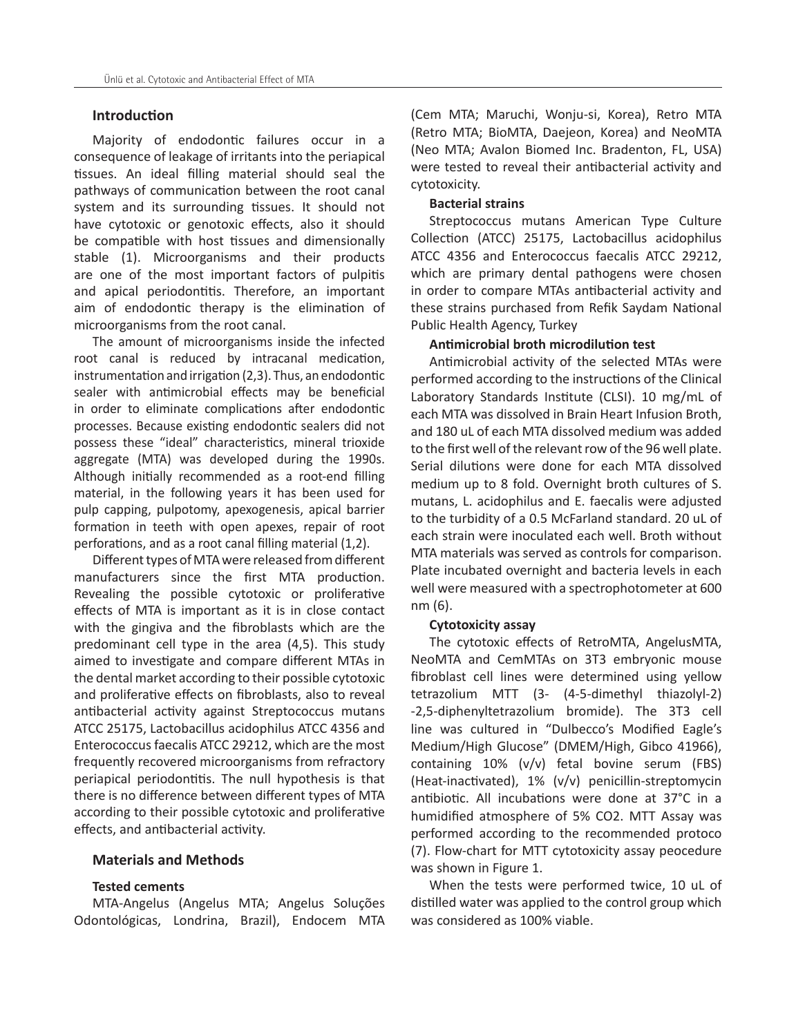## Introduction

Majority of endodontic failures occur in a consequence of leakage of irritants into the periapical tissues. An ideal filling material should seal the pathways of communication between the root canal system and its surrounding tissues. It should not have cytotoxic or genotoxic effects, also it should be compatible with host tissues and dimensionally stable (1). Microorganisms and their products are one of the most important factors of pulpitis and apical periodontitis. Therefore, an important aim of endodontic therapy is the elimination of microorganisms from the root canal.

The amount of microorganisms inside the infected root canal is reduced by intracanal medication, instrumentation and irrigation (2,3). Thus, an endodontic sealer with antimicrobial effects may be beneficial in order to eliminate complications after endodontic processes. Because existing endodontic sealers did not possess these "ideal" characteristics, mineral trioxide aggregate (MTA) was developed during the 1990s. Although initially recommended as a root-end filling material, in the following years it has been used for pulp capping, pulpotomy, apexogenesis, apical barrier formation in teeth with open apexes, repair of root perforations, and as a root canal filling material (1,2).

Different types of MTA were released from different manufacturers since the first MTA production. Revealing the possible cytotoxic or proliferative effects of MTA is important as it is in close contact with the gingiva and the fibroblasts which are the predominant cell type in the area (4,5). This study aimed to investigate and compare different MTAs in the dental market according to their possible cytotoxic and proliferative effects on fibroblasts, also to reveal antibacterial activity against Streptococcus mutans ATCC 25175, Lactobacillus acidophilus ATCC 4356 and Enterococcus faecalis ATCC 29212, which are the most frequently recovered microorganisms from refractory periapical periodontitis. The null hypothesis is that there is no difference between different types of MTA according to their possible cytotoxic and proliferative effects, and antibacterial activity.

## Materials and Methods

### Tested cements

MTA-Angelus (Angelus MTA; Angelus Soluções Odontológicas, Londrina, Brazil), Endocem MTA (Cem MTA; Maruchi, Wonju-si, Korea), Retro MTA (Retro MTA; BioMTA, Daejeon, Korea) and NeoMTA (Neo MTA; Avalon Biomed Inc. Bradenton, FL, USA) were tested to reveal their antibacterial activity and cytotoxicity.

### Bacterial strains

Streptococcus mutans American Type Culture Collection (ATCC) 25175, Lactobacillus acidophilus ATCC 4356 and Enterococcus faecalis ATCC 29212, which are primary dental pathogens were chosen in order to compare MTAs antibacterial activity and these strains purchased from Refik Saydam National Public Health Agency, Turkey

### Antimicrobial broth microdilution test

Antimicrobial activity of the selected MTAs were performed according to the instructions of the Clinical Laboratory Standards Institute (CLSI). 10 mg/mL of each MTA was dissolved in Brain Heart Infusion Broth, and 180 uL of each MTA dissolved medium was added to the first well of the relevant row of the 96 well plate. Serial dilutions were done for each MTA dissolved medium up to 8 fold. Overnight broth cultures of S. mutans, L. acidophilus and E. faecalis were adjusted to the turbidity of a 0.5 McFarland standard. 20 uL of each strain were inoculated each well. Broth without MTA materials was served as controls for comparison. Plate incubated overnight and bacteria levels in each well were measured with a spectrophotometer at 600 nm (6).

### Cytotoxicity assay

The cytotoxic effects of RetroMTA, AngelusMTA, NeoMTA and CemMTAs on 3T3 embryonic mouse fibroblast cell lines were determined using yellow tetrazolium MTT (3- (4-5-dimethyl thiazolyl-2) -2,5-diphenyltetrazolium bromide). The 3T3 cell line was cultured in "Dulbecco's Modified Eagle's Medium/High Glucose" (DMEM/High, Gibco 41966), containing 10% (v/v) fetal bovine serum (FBS) (Heat-inactivated), 1% (v/v) penicillin-streptomycin antibiotic. All incubations were done at 37°C in a humidified atmosphere of 5% $CO_2$. MTT Assay was performed according to the recommended protoco (7). Flow-chart for MTT cytotoxicity assay peocedure was shown in Figure 1.

When the tests were performed twice, 10 uL of distilled water was applied to the control group which was considered as 100% viable.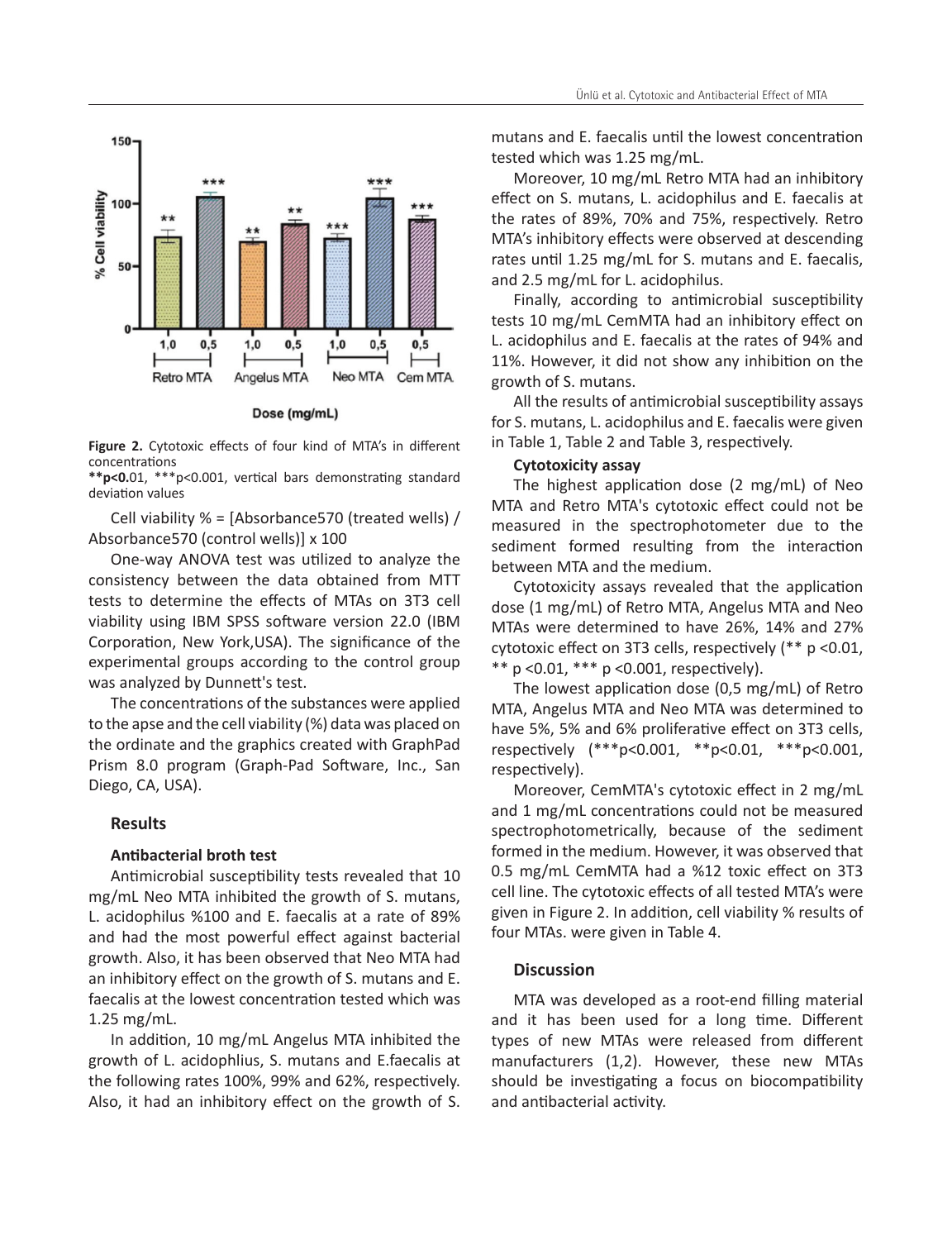**Figure 2.** Cytotoxic effects of four kind of MTA's in different concentrations
**p<0.01, ***p<0.001, vertical bars demonstrating standard deviation values

Cell viability % = [Absorbance570 (treated wells) / Absorbance570 (control wells)] x 100

One-way ANOVA test was utilized to analyze the consistency between the data obtained from MTT tests to determine the effects of MTAs on 3T3 cell viability using IBM SPSS software version 22.0 (IBM Corporation, New York,USA). The significance of the experimental groups according to the control group was analyzed by Dunnett's test.

The concentrations of the substances were applied to the apse and the cell viability (%) data was placed on the ordinate and the graphics created with GraphPad Prism 8.0 program (Graph-Pad Software, Inc., San Diego, CA, USA).

## Results

### Antibacterial broth test

Antimicrobial susceptibility tests revealed that 10 mg/mL Neo MTA inhibited the growth of S. mutans, L. acidophilus %100 and E. faecalis at a rate of 89% and had the most powerful effect against bacterial growth. Also, it has been observed that Neo MTA had an inhibitory effect on the growth of S. mutans and E. faecalis at the lowest concentration tested which was 1.25 mg/mL.

In addition, 10 mg/mL Angelus MTA inhibited the growth of L. acidophlius, S. mutans and E.faecalis at the following rates 100%, 99% and 62%, respectively. Also, it had an inhibitory effect on the growth of S. mutans and E. faecalis until the lowest concentration tested which was 1.25 mg/mL.

Moreover, 10 mg/mL Retro MTA had an inhibitory effect on S. mutans, L. acidophilus and E. faecalis at the rates of 89%, 70% and 75%, respectively. Retro MTA's inhibitory effects were observed at descending rates until 1.25 mg/mL for S. mutans and E. faecalis, and 2.5 mg/mL for L. acidophilus.

Finally, according to antimicrobial susceptibility tests 10 mg/mL CemMTA had an inhibitory effect on L. acidophilus and E. faecalis at the rates of 94% and 11%. However, it did not show any inhibition on the growth of S. mutans.

All the results of antimicrobial susceptibility assays for S. mutans, L. acidophilus and E. faecalis were given in Table 1, Table 2 and Table 3, respectively.

### Cytotoxicity assay

The highest application dose (2 mg/mL) of Neo MTA and Retro MTA's cytotoxic effect could not be measured in the spectrophotometer due to the sediment formed resulting from the interaction between MTA and the medium.

Cytotoxicity assays revealed that the application dose (1 mg/mL) of Retro MTA, Angelus MTA and Neo MTAs were determined to have 26%, 14% and 27% cytotoxic effect on 3T3 cells, respectively (** p <0.01, ** p <0.01, *** p <0.001, respectively).

The lowest application dose (0,5 mg/mL) of Retro MTA, Angelus MTA and Neo MTA was determined to have 5%, 5% and 6% proliferative effect on 3T3 cells, respectively (***p<0.001, **p<0.01, ***p<0.001, respectively).

Moreover, CemMTA's cytotoxic effect in 2 mg/mL and 1 mg/mL concentrations could not be measured spectrophotometrically, because of the sediment formed in the medium. However, it was observed that 0.5 mg/mL CemMTA had a %12 toxic effect on 3T3 cell line. The cytotoxic effects of all tested MTA's were given in Figure 2. In addition, cell viability % results of four MTAs. were given in Table 4.

## Discussion

MTA was developed as a root-end filling material and it has been used for a long time. Different types of new MTAs were released from different manufacturers (1,2). However, these new MTAs should be investigating a focus on biocompatibility and antibacterial activity.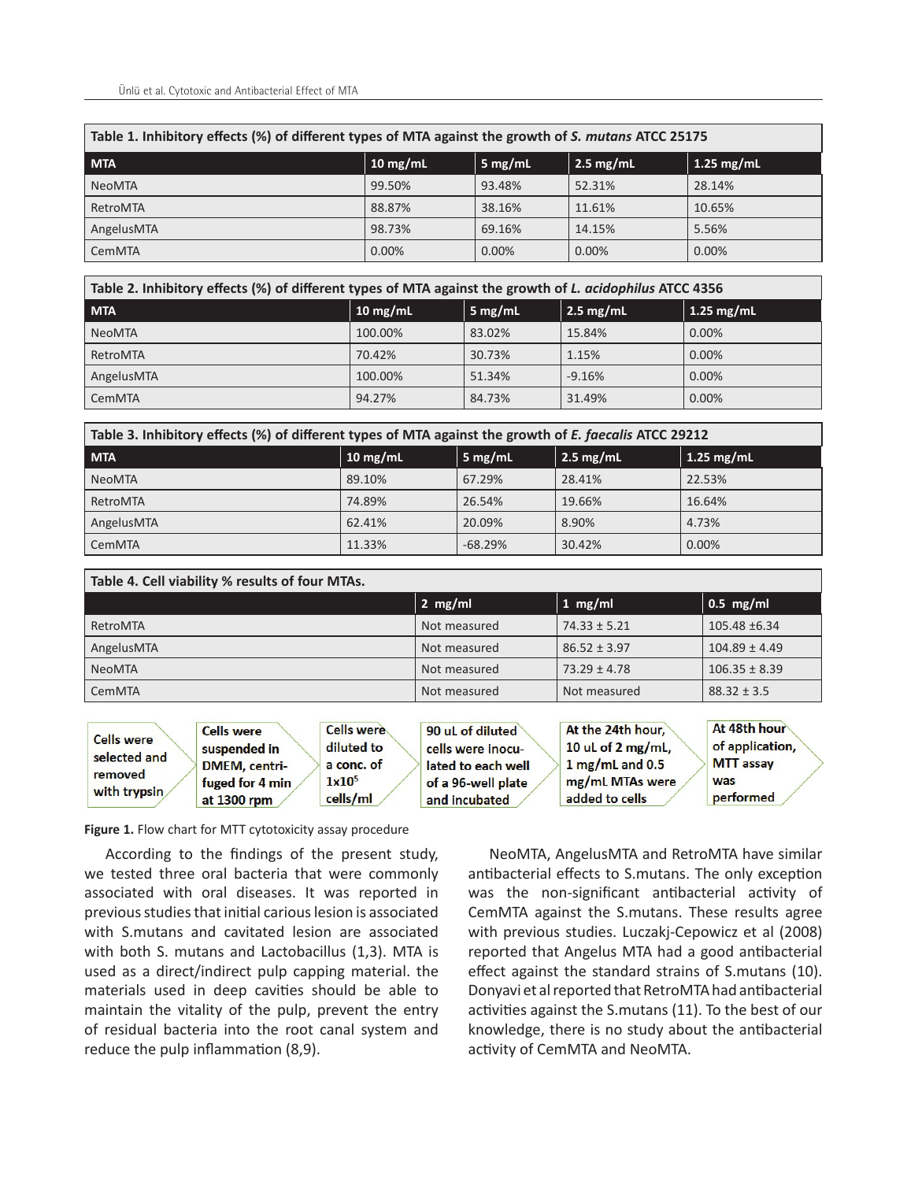Table 1. Inhibitory effects (%) of different types of MTA against the growth of *S. mutans* ATCC 25175

| MTA | 10 mg/mL | 5 mg/mL | 2.5 mg/mL | 1.25 mg/mL |
|---|---|---|---|---|
| NeoMTA | 99.50% | 93.48% | 52.31% | 28.14% |
| RetroMTA | 88.87% | 38.16% | 11.61% | 10.65% |
| AngelusMTA | 98.73% | 69.16% | 14.15% | 5.56% |
| CemMTA | 0.00% | 0.00% | 0.00% | 0.00% |

Table 2. Inhibitory effects (%) of different types of MTA against the growth of *L. acidophilus* ATCC 4356

| MTA | 10 mg/mL | 5 mg/mL | 2.5 mg/mL | 1.25 mg/mL |
|---|---|---|---|---|
| NeoMTA | 100.00% | 83.02% | 15.84% | 0.00% |
| RetroMTA | 70.42% | 30.73% | 1.15% | 0.00% |
| AngelusMTA | 100.00% | 51.34% | -9.16% | 0.00% |
| CemMTA | 94.27% | 84.73% | 31.49% | 0.00% |

Table 3. Inhibitory effects (%) of different types of MTA against the growth of *E. faecalis* ATCC 29212

| MTA | 10 mg/mL | 5 mg/mL | 2.5 mg/mL | 1.25 mg/mL |
|---|---|---|---|---|
| NeoMTA | 89.10% | 67.29% | 28.41% | 22.53% |
| RetroMTA | 74.89% | 26.54% | 19.66% | 16.64% |
| AngelusMTA | 62.41% | 20.09% | 8.90% | 4.73% |
| CemMTA | 11.33% | -68.29% | 30.42% | 0.00% |

Table 4. Cell viability % results of four MTAs.

| | 2 mg/ml | 1 mg/ml | 0.5 mg/ml |
|---|---|---|---|
| RetroMTA | Not measured | 74.33 ± 5.21 | 105.48 ±6.34 |
| AngelusMTA | Not measured | 86.52 ± 3.97 | 104.89 ± 4.49 |
| NeoMTA | Not measured | 73.29 ± 4.78 | 106.35 ± 8.39 |
| CemMTA | Not measured | Not measured | 88.32 ± 3.5 |

Cells were selected and removed with trypsin → Cells were suspended in DMEM, centrifuged for 4 min at 1300 rpm → Cells were diluted to a conc. of $1 \times 10^5$ cells/ml → 90 uL of diluted cells were inoculated to each well of a 96-well plate and incubated → At the 24th hour, 10 uL of 2 mg/mL, 1 mg/mL and 0.5 mg/mL MTAs were added to cells → At 48th hour of application, MTT assay was performed

**Figure 1.** Flow chart for MTT cytotoxicity assay procedure

According to the findings of the present study, we tested three oral bacteria that were commonly associated with oral diseases. It was reported in previous studies that initial carious lesion is associated with S.mutans and cavitated lesion are associated with both S. mutans and Lactobacillus (1,3). MTA is used as a direct/indirect pulp capping material. the materials used in deep cavities should be able to maintain the vitality of the pulp, prevent the entry of residual bacteria into the root canal system and reduce the pulp inflammation (8,9).

NeoMTA, AngelusMTA and RetroMTA have similar antibacterial effects to S.mutans. The only exception was the non-significant antibacterial activity of CemMTA against the S.mutans. These results agree with previous studies. Luczakj-Cepowicz et al (2008) reported that Angelus MTA had a good antibacterial effect against the standard strains of S.mutans (10). Donyavi et al reported that RetroMTA had antibacterial activities against the S.mutans (11). To the best of our knowledge, there is no study about the antibacterial activity of CemMTA and NeoMTA.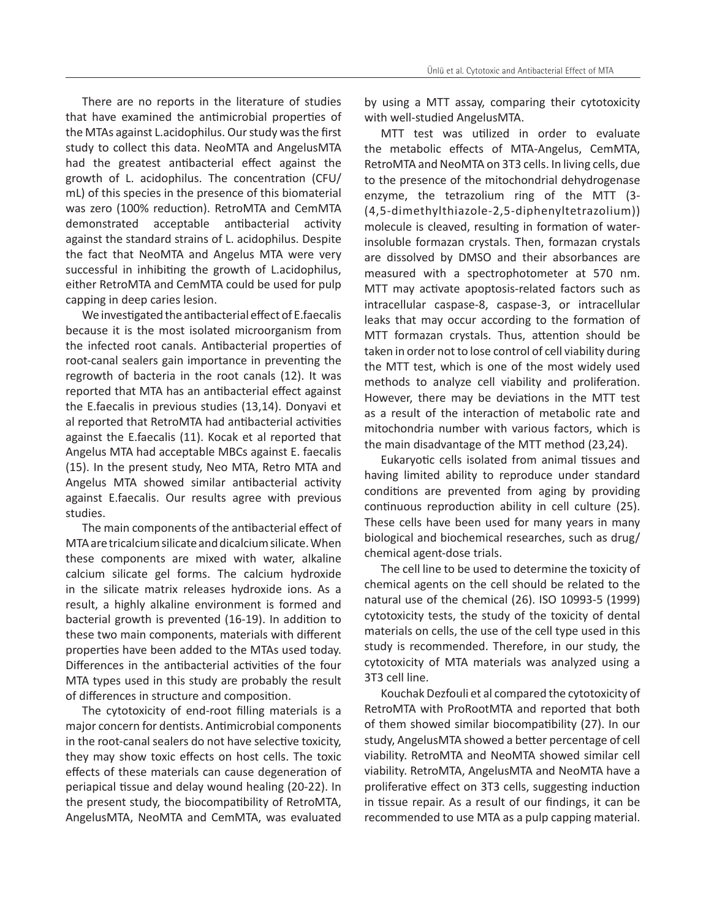There are no reports in the literature of studies that have examined the antimicrobial properties of the MTAs against L.acidophilus. Our study was the first study to collect this data. NeoMTA and AngelusMTA had the greatest antibacterial effect against the growth of L. acidophilus. The concentration (CFU/mL) of this species in the presence of this biomaterial was zero (100% reduction). RetroMTA and CemMTA demonstrated acceptable antibacterial activity against the standard strains of L. acidophilus. Despite the fact that NeoMTA and Angelus MTA were very successful in inhibiting the growth of L.acidophilus, either RetroMTA and CemMTA could be used for pulp capping in deep caries lesion.

We investigated the antibacterial effect of E.faecalis because it is the most isolated microorganism from the infected root canals. Antibacterial properties of root-canal sealers gain importance in preventing the regrowth of bacteria in the root canals (12). It was reported that MTA has an antibacterial effect against the E.faecalis in previous studies (13,14). Donyavi et al reported that RetroMTA had antibacterial activities against the E.faecalis (11). Kocak et al reported that Angelus MTA had acceptable MBCs against E. faecalis (15). In the present study, Neo MTA, Retro MTA and Angelus MTA showed similar antibacterial activity against E.faecalis. Our results agree with previous studies.

The main components of the antibacterial effect of MTA are tricalcium silicate and dicalcium silicate. When these components are mixed with water, alkaline calcium silicate gel forms. The calcium hydroxide in the silicate matrix releases hydroxide ions. As a result, a highly alkaline environment is formed and bacterial growth is prevented (16-19). In addition to these two main components, materials with different properties have been added to the MTAs used today. Differences in the antibacterial activities of the four MTA types used in this study are probably the result of differences in structure and composition.

The cytotoxicity of end-root filling materials is a major concern for dentists. Antimicrobial components in the root-canal sealers do not have selective toxicity, they may show toxic effects on host cells. The toxic effects of these materials can cause degeneration of periapical tissue and delay wound healing (20-22). In the present study, the biocompatibility of RetroMTA, AngelusMTA, NeoMTA and CemMTA, was evaluated by using a MTT assay, comparing their cytotoxicity with well-studied AngelusMTA.

MTT test was utilized in order to evaluate the metabolic effects of MTA-Angelus, CemMTA, RetroMTA and NeoMTA on 3T3 cells. In living cells, due to the presence of the mitochondrial dehydrogenase enzyme, the tetrazolium ring of the MTT (3-(4,5-dimethylthiazole-2,5-diphenyltetrazolium)) molecule is cleaved, resulting in formation of water-insoluble formazan crystals. Then, formazan crystals are dissolved by DMSO and their absorbances are measured with a spectrophotometer at 570 nm. MTT may activate apoptosis-related factors such as intracellular caspase-8, caspase-3, or intracellular leaks that may occur according to the formation of MTT formazan crystals. Thus, attention should be taken in order not to lose control of cell viability during the MTT test, which is one of the most widely used methods to analyze cell viability and proliferation. However, there may be deviations in the MTT test as a result of the interaction of metabolic rate and mitochondria number with various factors, which is the main disadvantage of the MTT method (23,24).

Eukaryotic cells isolated from animal tissues and having limited ability to reproduce under standard conditions are prevented from aging by providing continuous reproduction ability in cell culture (25). These cells have been used for many years in many biological and biochemical researches, such as drug/chemical agent-dose trials.

The cell line to be used to determine the toxicity of chemical agents on the cell should be related to the natural use of the chemical (26). ISO 10993-5 (1999) cytotoxicity tests, the study of the toxicity of dental materials on cells, the use of the cell type used in this study is recommended. Therefore, in our study, the cytotoxicity of MTA materials was analyzed using a 3T3 cell line.

Kouchak Dezfouli et al compared the cytotoxicity of RetroMTA with ProRootMTA and reported that both of them showed similar biocompatibility (27). In our study, AngelusMTA showed a better percentage of cell viability. RetroMTA and NeoMTA showed similar cell viability. RetroMTA, AngelusMTA and NeoMTA have a proliferative effect on 3T3 cells, suggesting induction in tissue repair. As a result of our findings, it can be recommended to use MTA as a pulp capping material.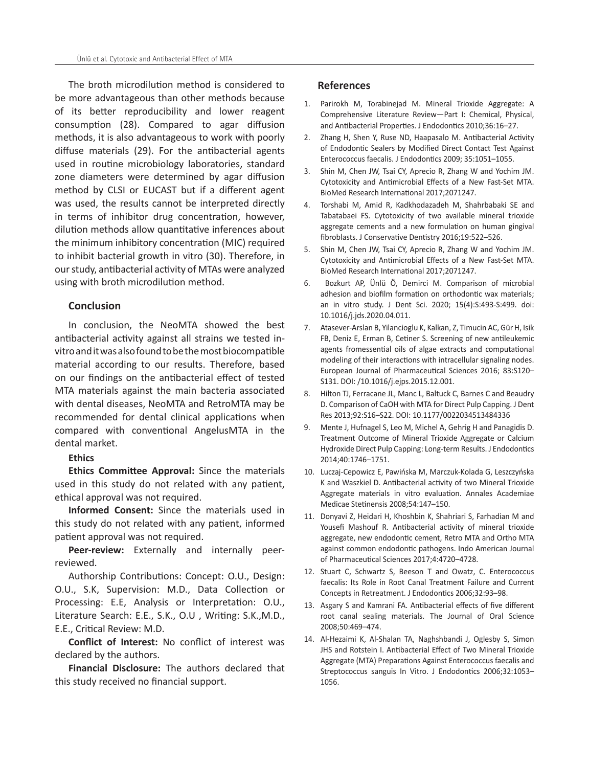The broth microdilution method is considered to be more advantageous than other methods because of its better reproducibility and lower reagent consumption (28). Compared to agar diffusion methods, it is also advantageous to work with poorly diffuse materials (29). For the antibacterial agents used in routine microbiology laboratories, standard zone diameters were determined by agar diffusion method by CLSI or EUCAST but if a different agent was used, the results cannot be interpreted directly in terms of inhibitor drug concentration, however, dilution methods allow quantitative inferences about the minimum inhibitory concentration (MIC) required to inhibit bacterial growth in vitro (30). Therefore, in our study, antibacterial activity of MTAs were analyzed using with broth microdilution method.

## Conclusion

In conclusion, the NeoMTA showed the best antibacterial activity against all strains we tested in-vitro and it was also found to be the most biocompatible material according to our results. Therefore, based on our findings on the antibacterial effect of tested MTA materials against the main bacteria associated with dental diseases, NeoMTA and RetroMTA may be recommended for dental clinical applications when compared with conventional AngelusMTA in the dental market.

**Ethics**

**Ethics Committee Approval:** Since the materials used in this study do not related with any patient, ethical approval was not required.

**Informed Consent:** Since the materials used in this study do not related with any patient, informed patient approval was not required.

**Peer-review:** Externally and internally peer-reviewed.

Authorship Contributions: Concept: O.U., Design: O.U., S.K, Supervision: M.D., Data Collection or Processing: E.E, Analysis or Interpretation: O.U., Literature Search: E.E., S.K., O.U , Writing: S.K.,M.D., E.E., Critical Review: M.D.

**Conflict of Interest:** No conflict of interest was declared by the authors.

**Financial Disclosure:** The authors declared that this study received no financial support.

## References

1. Parirokh M, Torabinejad M. Mineral Trioxide Aggregate: A Comprehensive Literature Review—Part I: Chemical, Physical, and Antibacterial Properties. J Endodontics 2010;36:16–27.
2. Zhang H, Shen Y, Ruse ND, Haapasalo M. Antibacterial Activity of Endodontic Sealers by Modified Direct Contact Test Against Enterococcus faecalis. J Endodontics 2009; 35:1051–1055.
3. Shin M, Chen JW, Tsai CY, Aprecio R, Zhang W and Yochim JM. Cytotoxicity and Antimicrobial Effects of a New Fast-Set MTA. BioMed Research International 2017;2071247.
4. Torshabi M, Amid R, Kadkhodazadeh M, Shahrbabaki SE and Tabatabaei FS. Cytotoxicity of two available mineral trioxide aggregate cements and a new formulation on human gingival fibroblasts. J Conservative Dentistry 2016;19:522–526.
5. Shin M, Chen JW, Tsai CY, Aprecio R, Zhang W and Yochim JM. Cytotoxicity and Antimicrobial Effects of a New Fast-Set MTA. BioMed Research International 2017;2071247.
6. Bozkurt AP, Ünlü Ö, Demirci M. Comparison of microbial adhesion and biofilm formation on orthodontic wax materials; an in vitro study. J Dent Sci. 2020; 15(4):S:493-S:499. doi: 10.1016/j.jds.2020.04.011.
7. Atasever-Arslan B, Yilancioglu K, Kalkan, Z, Timucin AC, Gür H, Isik FB, Deniz E, Erman B, Cetiner S. Screening of new antileukemic agents fromessential oils of algae extracts and computational modeling of their interactions with intracellular signaling nodes. European Journal of Pharmaceutical Sciences 2016; 83:S120–S131. DOI: /10.1016/j.ejps.2015.12.001.
8. Hilton TJ, Ferracane JL, Manc L, Baltuck C, Barnes C and Beaudry D. Comparison of CaOH with MTA for Direct Pulp Capping. J Dent Res 2013;92:S16–S22. DOI: 10.1177/0022034513484336
9. Mente J, Hufnagel S, Leo M, Michel A, Gehrig H and Panagidis D. Treatment Outcome of Mineral Trioxide Aggregate or Calcium Hydroxide Direct Pulp Capping: Long-term Results. J Endodontics 2014;40:1746–1751.
10. Luczaj-Cepowicz E, Pawińska M, Marczuk-Kolada G, Leszczyńska K and Waszkiel D. Antibacterial activity of two Mineral Trioxide Aggregate materials in vitro evaluation. Annales Academiae Medicae Stetinensis 2008;54:147–150.
11. Donyavi Z, Heidari H, Khoshbin K, Shahriari S, Farhadian M and Yousefi Mashouf R. Antibacterial activity of mineral trioxide aggregate, new endodontic cement, Retro MTA and Ortho MTA against common endodontic pathogens. Indo American Journal of Pharmaceutical Sciences 2017;4:4720–4728.
12. Stuart C, Schwartz S, Beeson T and Owatz, C. Enterococcus faecalis: Its Role in Root Canal Treatment Failure and Current Concepts in Retreatment. J Endodontics 2006;32:93–98.
13. Asgary S and Kamrani FA. Antibacterial effects of five different root canal sealing materials. The Journal of Oral Science 2008;50:469–474.
14. Al-Hezaimi K, Al-Shalan TA, Naghshbandi J, Oglesby S, Simon JHS and Rotstein I. Antibacterial Effect of Two Mineral Trioxide Aggregate (MTA) Preparations Against Enterococcus faecalis and Streptococcus sanguis In Vitro. J Endodontics 2006;32:1053–1056.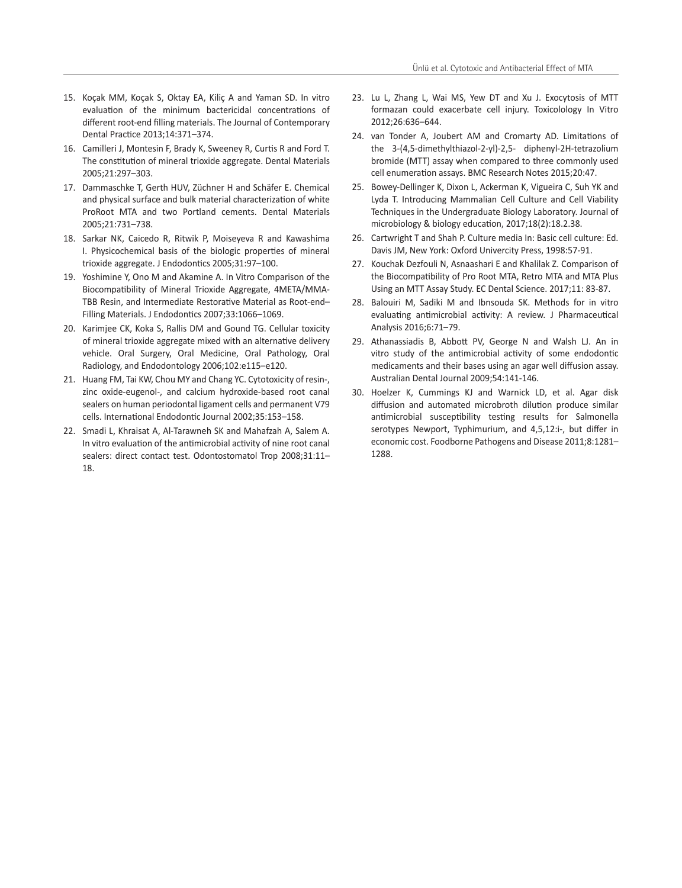15. Koçak MM, Koçak S, Oktay EA, Kiliç A and Yaman SD. In vitro evaluation of the minimum bactericidal concentrations of different root-end filling materials. The Journal of Contemporary Dental Practice 2013;14:371–374.
16. Camilleri J, Montesin F, Brady K, Sweeney R, Curtis R and Ford T. The constitution of mineral trioxide aggregate. Dental Materials 2005;21:297–303.
17. Dammaschke T, Gerth HUV, Züchner H and Schäfer E. Chemical and physical surface and bulk material characterization of white ProRoot MTA and two Portland cements. Dental Materials 2005;21:731–738.
18. Sarkar NK, Caicedo R, Ritwik P, Moiseyeva R and Kawashima I. Physicochemical basis of the biologic properties of mineral trioxide aggregate. J Endodontics 2005;31:97–100.
19. Yoshimine Y, Ono M and Akamine A. In Vitro Comparison of the Biocompatibility of Mineral Trioxide Aggregate, 4META/MMA-TBB Resin, and Intermediate Restorative Material as Root-end–Filling Materials. J Endodontics 2007;33:1066–1069.
20. Karimjee CK, Koka S, Rallis DM and Gound TG. Cellular toxicity of mineral trioxide aggregate mixed with an alternative delivery vehicle. Oral Surgery, Oral Medicine, Oral Pathology, Oral Radiology, and Endodontology 2006;102:e115–e120.
21. Huang FM, Tai KW, Chou MY and Chang YC. Cytotoxicity of resin-, zinc oxide-eugenol-, and calcium hydroxide-based root canal sealers on human periodontal ligament cells and permanent V79 cells. International Endodontic Journal 2002;35:153–158.
22. Smadi L, Khraisat A, Al-Tarawneh SK and Mahafzah A, Salem A. In vitro evaluation of the antimicrobial activity of nine root canal sealers: direct contact test. Odontostomatol Trop 2008;31:11–18.
23. Lu L, Zhang L, Wai MS, Yew DT and Xu J. Exocytosis of MTT formazan could exacerbate cell injury. Toxicolology In Vitro 2012;26:636–644.
24. van Tonder A, Joubert AM and Cromarty AD. Limitations of the 3-(4,5-dimethylthiazol-2-yl)-2,5- diphenyl-2H-tetrazolium bromide (MTT) assay when compared to three commonly used cell enumeration assays. BMC Research Notes 2015;20:47.
25. Bowey-Dellinger K, Dixon L, Ackerman K, Vigueira C, Suh YK and Lyda T. Introducing Mammalian Cell Culture and Cell Viability Techniques in the Undergraduate Biology Laboratory. Journal of microbiology & biology education, 2017;18(2):18.2.38.
26. Cartwright T and Shah P. Culture media In: Basic cell culture: Ed. Davis JM, New York: Oxford Univercity Press, 1998:57-91.
27. Kouchak Dezfouli N, Asnaashari E and Khalilak Z. Comparison of the Biocompatibility of Pro Root MTA, Retro MTA and MTA Plus Using an MTT Assay Study. EC Dental Science. 2017;11: 83-87.
28. Balouiri M, Sadiki M and Ibnsouda SK. Methods for in vitro evaluating antimicrobial activity: A review. J Pharmaceutical Analysis 2016;6:71–79.
29. Athanassiadis B, Abbott PV, George N and Walsh LJ. An in vitro study of the antimicrobial activity of some endodontic medicaments and their bases using an agar well diffusion assay. Australian Dental Journal 2009;54:141-146.
30. Hoelzer K, Cummings KJ and Warnick LD, et al. Agar disk diffusion and automated microbroth dilution produce similar antimicrobial susceptibility testing results for Salmonella serotypes Newport, Typhimurium, and 4,5,12:i-, but differ in economic cost. Foodborne Pathogens and Disease 2011;8:1281–1288.